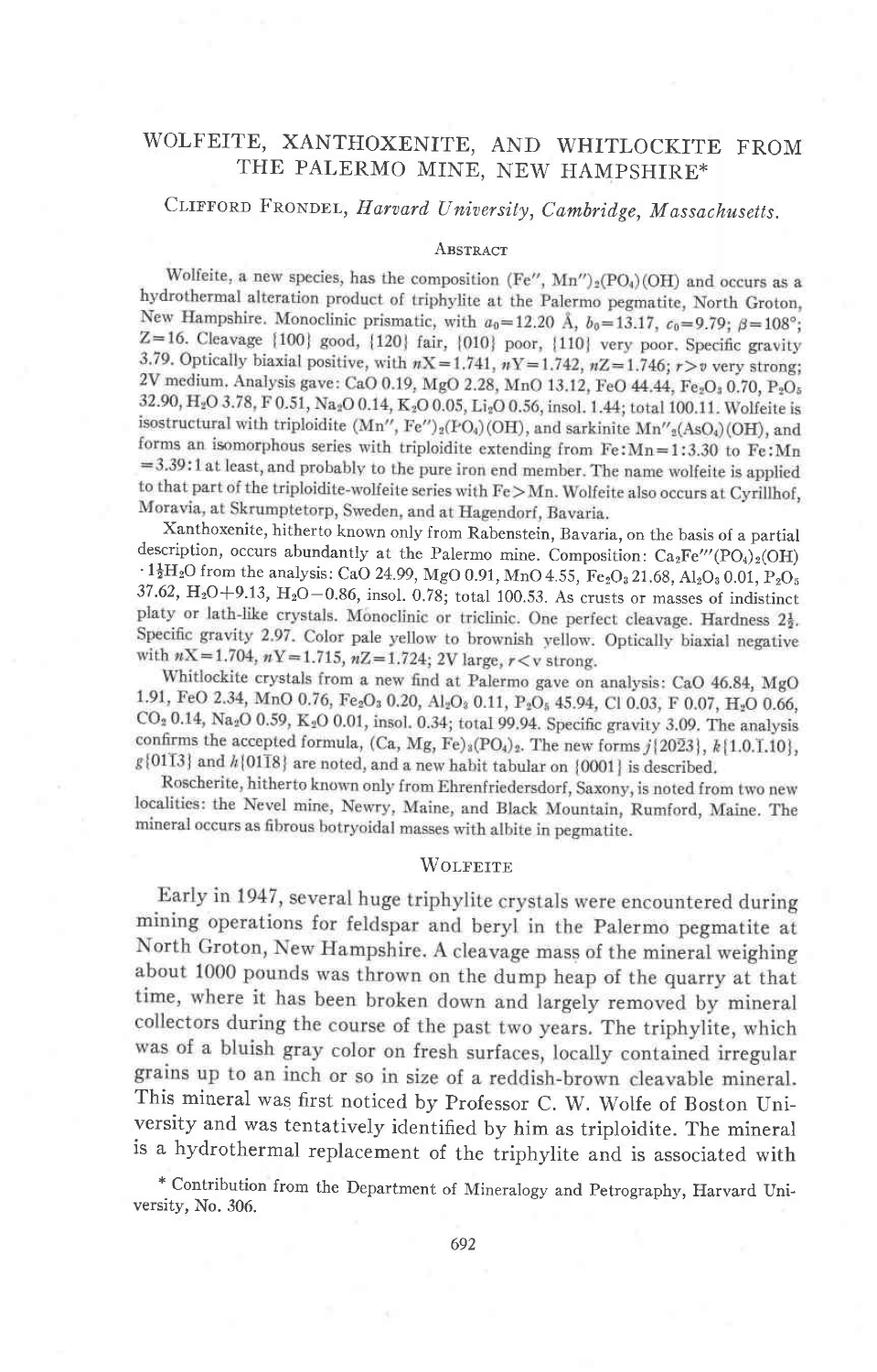# WOLFEITE, XANTHOXENITE, AND WHITLOCKITE FROM THE PALERMO MINE, NEW HAMPSHIRE*

CLIFFORD FRONDEL, *Harvard University, Cambridge, Massachusetts.*

## ABSTRACT

Wolfeite, a new species, has the composition $(Fe'', Mn'')_2(PO_4)(OH)$ and occurs as a hydrothermal alteration product of triphylite at the Palermo pegmatite, North Groton, New Hampshire. Monoclinic prismatic, with $a_0=12.20$ Å, $b_0=13.17$, $c_0=9.79$; $\beta=108°$; $Z=16$. Cleavage {100} good, {120} fair, {010} poor, {110} very poor. Specific gravity 3.79. Optically biaxial positive, with $nX=1.741$, $nY=1.742$, $nZ=1.746$; $r>v$ very strong; 2V medium. Analysis gave: CaO 0.19, MgO 2.28, MnO 13.12, FeO 44.44, $Fe_2O_3$ 0.70, $P_2O_5$ 32.90, $H_2O$ 3.78, F 0.51, $Na_2O$ 0.14, $K_2O$ 0.05, $Li_2O$ 0.56, insol. 1.44; total 100.11. Wolfeite is isostructural with triploidite $(Mn'', Fe'')_2(PO_4)(OH)$, and sarkinite $Mn''_2(AsO_4)(OH)$, and forms an isomorphous series with triploidite extending from Fe:Mn=1:3.30 to Fe:Mn =3.39:1 at least, and probably to the pure iron end member. The name wolfeite is applied to that part of the triploidite-wolfeite series with Fe>Mn. Wolfeite also occurs at Cyrillhof, Moravia, at Skrumptetorp, Sweden, and at Hagendorf, Bavaria.

Xanthoxenite, hitherto known only from Rabenstein, Bavaria, on the basis of a partial description, occurs abundantly at the Palermo mine. Composition: $Ca_2Fe'''(PO_4)_2(OH)\cdot 1\frac{1}{2}H_2O$ from the analysis: CaO 24.99, MgO 0.91, MnO 4.55, $Fe_2O_3$ 21.68, $Al_2O_3$ 0.01, $P_2O_5$ 37.62, $H_2O$+9.13, $H_2O$−0.86, insol. 0.78; total 100.53. As crusts or masses of indistinct platy or lath-like crystals. Monoclinic or triclinic. One perfect cleavage. Hardness $2\frac{1}{2}$. Specific gravity 2.97. Color pale yellow to brownish yellow. Optically biaxial negative with $nX=1.704$, $nY=1.715$, $nZ=1.724$; 2V large, $r<v$ strong.

Whitlockite crystals from a new find at Palermo gave on analysis: CaO 46.84, MgO 1.91, FeO 2.34, MnO 0.76, $Fe_2O_3$ 0.20, $Al_2O_3$ 0.11, $P_2O_5$ 45.94, Cl 0.03, F 0.07, $H_2O$ 0.66, $CO_2$ 0.14, $Na_2O$ 0.59, $K_2O$ 0.01, insol. 0.34; total 99.94. Specific gravity 3.09. The analysis confirms the accepted formula, $(Ca, Mg, Fe)_3(PO_4)_2$. The new forms $j\{20\bar{2}3\}$, $k\{1.0.\bar{1}.10\}$, $g\{01\bar{1}3\}$ and $h\{01\bar{1}8\}$ are noted, and a new habit tabular on {0001} is described.

Roscherite, hitherto known only from Ehrenfriedersdorf, Saxony, is noted from two new localities: the Nevel mine, Newry, Maine, and Black Mountain, Rumford, Maine. The mineral occurs as fibrous botryoidal masses with albite in pegmatite.

## WOLFEITE

Early in 1947, several huge triphylite crystals were encountered during mining operations for feldspar and beryl in the Palermo pegmatite at North Groton, New Hampshire. A cleavage mass of the mineral weighing about 1000 pounds was thrown on the dump heap of the quarry at that time, where it has been broken down and largely removed by mineral collectors during the course of the past two years. The triphylite, which was of a bluish gray color on fresh surfaces, locally contained irregular grains up to an inch or so in size of a reddish-brown cleavable mineral. This mineral was first noticed by Professor C. W. Wolfe of Boston University and was tentatively identified by him as triploidite. The mineral is a hydrothermal replacement of the triphylite and is associated with

\* Contribution from the Department of Mineralogy and Petrography, Harvard University, No. 306.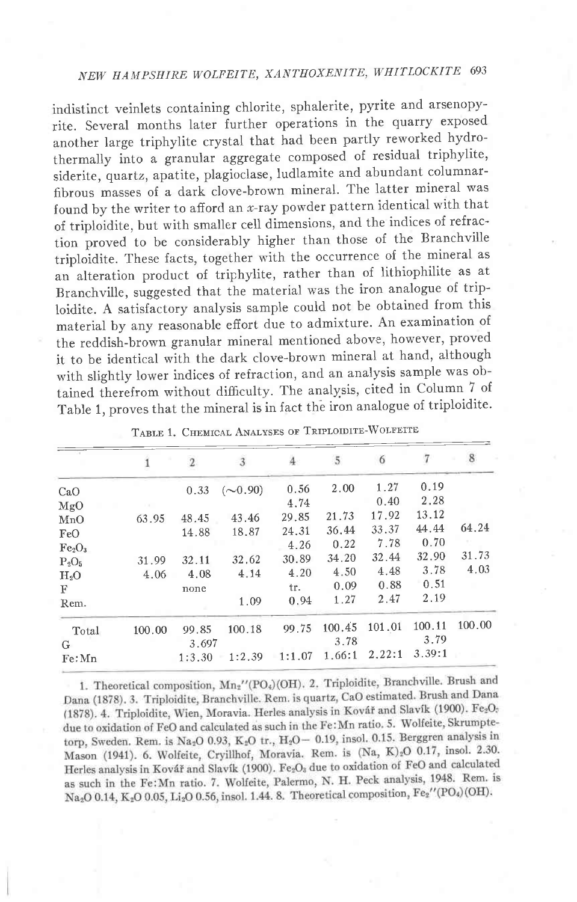indistinct veinlets containing chlorite, sphalerite, pyrite and arsenopyrite. Several months later further operations in the quarry exposed another large triphylite crystal that had been partly reworked hydrothermally into a granular aggregate composed of residual triphylite, siderite, quartz, apatite, plagioclase, ludlamite and abundant columnar-fibrous masses of a dark clove-brown mineral. The latter mineral was found by the writer to afford an $x$-ray powder pattern identical with that of triploidite, but with smaller cell dimensions, and the indices of refraction proved to be considerably higher than those of the Branchville triploidite. These facts, together with the occurrence of the mineral as an alteration product of triphylite, rather than of lithiophilite as at Branchville, suggested that the material was the iron analogue of triploidite. A satisfactory analysis sample could not be obtained from this material by any reasonable effort due to admixture. An examination of the reddish-brown granular mineral mentioned above, however, proved it to be identical with the dark clove-brown mineral at hand, although with slightly lower indices of refraction, and an analysis sample was obtained therefrom without difficulty. The analysis, cited in Column 7 of Table 1, proves that the mineral is in fact the iron analogue of triploidite.

Table 1. Chemical Analyses of Triploidite-Wolfeite

| | 1 | 2 | 3 | 4 | 5 | 6 | 7 | 8 |
|---|---|---|---|---|---|---|---|---|
| CaO | | 0.33 | (~0.90) | 0.56 | 2.00 | 1.27 | 0.19 | |
| MgO | | | | 4.74 | | 0.40 | 2.28 | |
| MnO | 63.95 | 48.45 | 43.46 | 29.85 | 21.73 | 17.92 | 13.12 | |
| FeO | | 14.88 | 18.87 | 24.31 | 36.44 | 33.37 | 44.44 | 64.24 |
| $Fe_2O_3$ | | | | 4.26 | 0.22 | 7.78 | 0.70 | |
| $P_2O_5$ | 31.99 | 32.11 | 32.62 | 30.89 | 34.20 | 32.44 | 32.90 | 31.73 |
| $H_2O$ | 4.06 | 4.08 | 4.14 | 4.20 | 4.50 | 4.48 | 3.78 | 4.03 |
| F | | none | | tr. | 0.09 | 0.88 | 0.51 | |
| Rem. | | | 1.09 | 0.94 | 1.27 | 2.47 | 2.19 | |
| Total | 100.00 | 99.85 | 100.18 | 99.75 | 100.45 | 101.01 | 100.11 | 100.00 |
| G | | 3.697 | | | 3.78 | | 3.79 | |
| Fe:Mn | | 1:3.30 | 1:2.39 | 1:1.07 | 1.66:1 | 2.22:1 | 3.39:1 | |

1. Theoretical composition, $Mn_2''(PO_4)(OH)$. 2. Triploidite, Branchville. Brush and Dana (1878). 3. Triploidite, Branchville. Rem. is quartz, CaO estimated. Brush and Dana (1878). 4. Triploidite, Wien, Moravia. Herles analysis in Kovář and Slavík (1900). $Fe_2O_3$ due to oxidation of FeO and calculated as such in the Fe:Mn ratio. 5. Wolfeite, Skrumptetorp, Sweden. Rem. is $Na_2O$ 0.93, $K_2O$ tr., $H_2O-$ 0.19, insol. 0.15. Berggren analysis in Mason (1941). 6. Wolfeite, Cryillhof, Moravia. Rem. is $(Na, K)_2O$ 0.17, insol. 2.30. Herles analysis in Kovář and Slavík (1900). $Fe_2O_3$ due to oxidation of FeO and calculated as such in the Fe:Mn ratio. 7. Wolfeite, Palermo, N. H. Peck analysis, 1948. Rem. is $Na_2O$ 0.14, $K_2O$ 0.05, $Li_2O$ 0.56, insol. 1.44. 8. Theoretical composition, $Fe_2''(PO_4)(OH)$.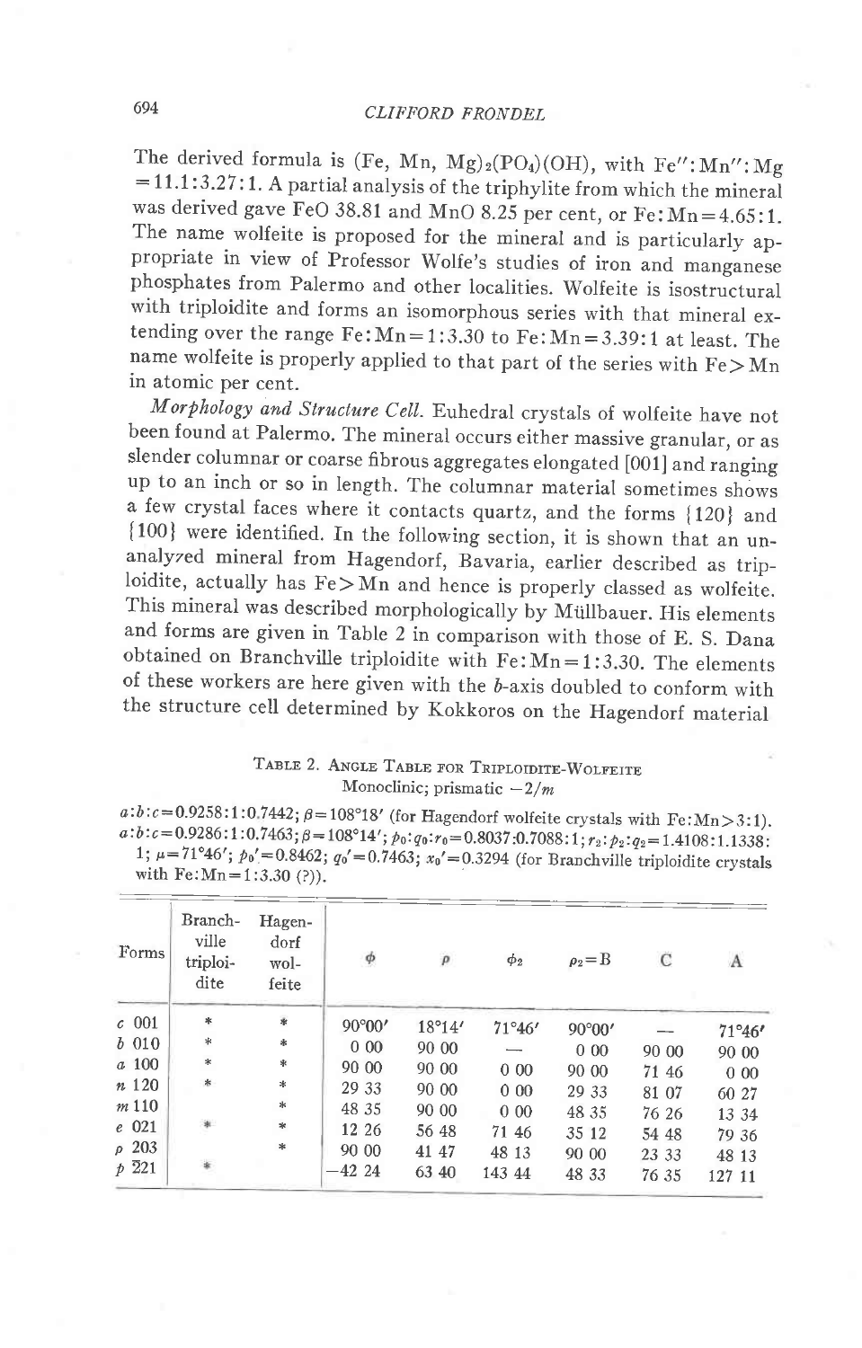The derived formula is $(Fe, Mn, Mg)_2(PO_4)(OH)$, with $Fe'':Mn'':Mg = 11.1:3.27:1$. A partial analysis of the triphylite from which the mineral was derived gave FeO 38.81 and MnO 8.25 per cent, or $Fe:Mn = 4.65:1$. The name wolfeite is proposed for the mineral and is particularly appropriate in view of Professor Wolfe's studies of iron and manganese phosphates from Palermo and other localities. Wolfeite is isostructural with triploidite and forms an isomorphous series with that mineral extending over the range $Fe:Mn = 1:3.30$ to $Fe:Mn = 3.39:1$ at least. The name wolfeite is properly applied to that part of the series with $Fe > Mn$ in atomic per cent.

*Morphology and Structure Cell.* Euhedral crystals of wolfeite have not been found at Palermo. The mineral occurs either massive granular, or as slender columnar or coarse fibrous aggregates elongated [001] and ranging up to an inch or so in length. The columnar material sometimes shows a few crystal faces where it contacts quartz, and the forms {120} and {100} were identified. In the following section, it is shown that an unanalyzed mineral from Hagendorf, Bavaria, earlier described as triploidite, actually has $Fe > Mn$ and hence is properly classed as wolfeite. This mineral was described morphologically by Müllbauer. His elements and forms are given in Table 2 in comparison with those of E. S. Dana obtained on Branchville triploidite with $Fe:Mn = 1:3.30$. The elements of these workers are here given with the *b*-axis doubled to conform with the structure cell determined by Kokkoros on the Hagendorf material

TABLE 2. ANGLE TABLE FOR TRIPLOIDITE-WOLFEITE

Monoclinic; prismatic $-2/m$

$a:b:c = 0.9258:1:0.7442$; $\beta = 108°18'$ (for Hagendorf wolfeite crystals with $Fe:Mn > 3:1$).
$a:b:c = 0.9286:1:0.7463$; $\beta = 108°14'$; $p_0:q_0:r_0 = 0.8037:0.7088:1$; $r_2:p_2:q_2 = 1.4108:1.1338:1$; $\mu = 71°46'$; $p_0' = 0.8462$; $q_0' = 0.7463$; $x_0' = 0.3294$ (for Branchville triploidite crystals with $Fe:Mn = 1:3.30$ (?)).

| Forms | Branchville triploidite | Hagendorf wolfeite | $\phi$ | $\rho$ | $\phi_2$ | $\rho_2 = B$ | C | A |
|---|---|---|---|---|---|---|---|---|
| c 001 | * | * | 90°00′ | 18°14′ | 71°46′ | 90°00′ | — | 71°46′ |
| b 010 | * | * | 0 00 | 90 00 | — | 0 00 | 90 00 | 90 00 |
| a 100 | * | * | 90 00 | 90 00 | 0 00 | 90 00 | 71 46 | 0 00 |
| n 120 | * | * | 29 33 | 90 00 | 0 00 | 29 33 | 81 07 | 60 27 |
| m 110 | | * | 48 35 | 90 00 | 0 00 | 48 35 | 76 26 | 13 34 |
| e 021 | * | * | 12 26 | 56 48 | 71 46 | 35 12 | 54 48 | 79 36 |
| ρ 203 | | * | 90 00 | 41 47 | 48 13 | 90 00 | 23 33 | 48 13 |
| p $\bar{2}21$ | * | | −42 24 | 63 40 | 143 44 | 48 33 | 76 35 | 127 11 |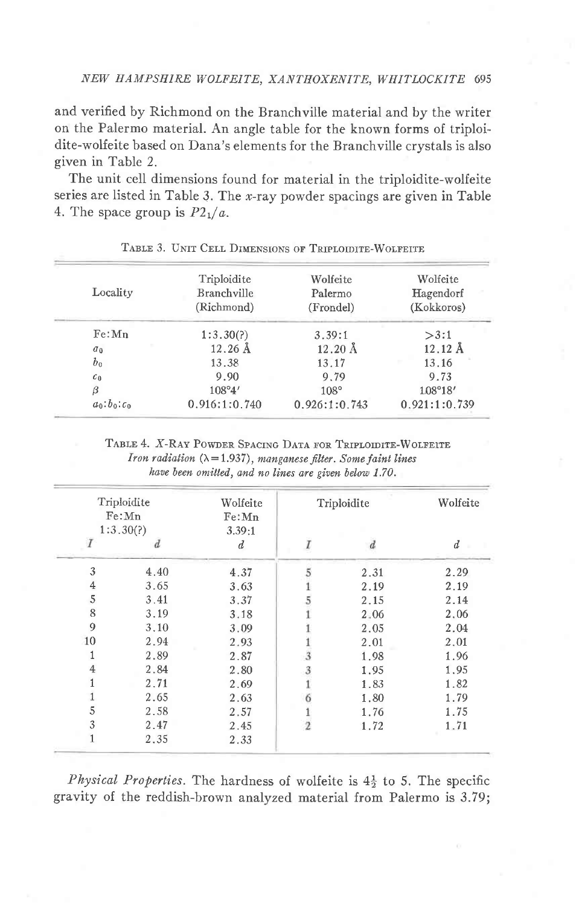and verified by Richmond on the Branchville material and by the writer on the Palermo material. An angle table for the known forms of triploidite-wolfeite based on Dana's elements for the Branchville crystals is also given in Table 2.

The unit cell dimensions found for material in the triploidite-wolfeite series are listed in Table 3. The $x$-ray powder spacings are given in Table 4. The space group is $P2_1/a$.

Table 3. Unit Cell Dimensions of Triploidite-Wolfeite

| Locality | Triploidite Branchville (Richmond) | Wolfeite Palermo (Frondel) | Wolfeite Hagendorf (Kokkoros) |
|---|---|---|---|
| Fe:Mn | 1:3.30(?) | 3.39:1 | >3:1 |
| $a_0$ | 12.26 Å | 12.20 Å | 12.12 Å |
| $b_0$ | 13.38 | 13.17 | 13.16 |
| $c_0$ | 9.90 | 9.79 | 9.73 |
| $\beta$ | 108°4′ | 108° | 108°18′ |
| $a_0:b_0:c_0$ | 0.916:1:0.740 | 0.926:1:0.743 | 0.921:1:0.739 |

Table 4. $X$-Ray Powder Spacing Data for Triploidite-Wolfeite
*Iron radiation* ($\lambda = 1.937$), *manganese filter. Some faint lines have been omitted, and no lines are given below 1.70.*

| Triploidite Fe:Mn 1:3.30(?) | | Wolfeite Fe:Mn 3.39:1 | Triploidite | | Wolfeite |
|---|---|---|---|---|---|
| $I$ | $d$ | $d$ | $I$ | $d$ | $d$ |
| 3 | 4.40 | 4.37 | 5 | 2.31 | 2.29 |
| 4 | 3.65 | 3.63 | 1 | 2.19 | 2.19 |
| 5 | 3.41 | 3.37 | 5 | 2.15 | 2.14 |
| 8 | 3.19 | 3.18 | 1 | 2.06 | 2.06 |
| 9 | 3.10 | 3.09 | 1 | 2.05 | 2.04 |
| 10 | 2.94 | 2.93 | 1 | 2.01 | 2.01 |
| 1 | 2.89 | 2.87 | 3 | 1.98 | 1.96 |
| 4 | 2.84 | 2.80 | 3 | 1.95 | 1.95 |
| 1 | 2.71 | 2.69 | 1 | 1.83 | 1.82 |
| 1 | 2.65 | 2.63 | 6 | 1.80 | 1.79 |
| 5 | 2.58 | 2.57 | 1 | 1.76 | 1.75 |
| 3 | 2.47 | 2.45 | 2 | 1.72 | 1.71 |
| 1 | 2.35 | 2.33 | | | |

*Physical Properties.* The hardness of wolfeite is $4\frac{1}{2}$ to 5. The specific gravity of the reddish-brown analyzed material from Palermo is 3.79;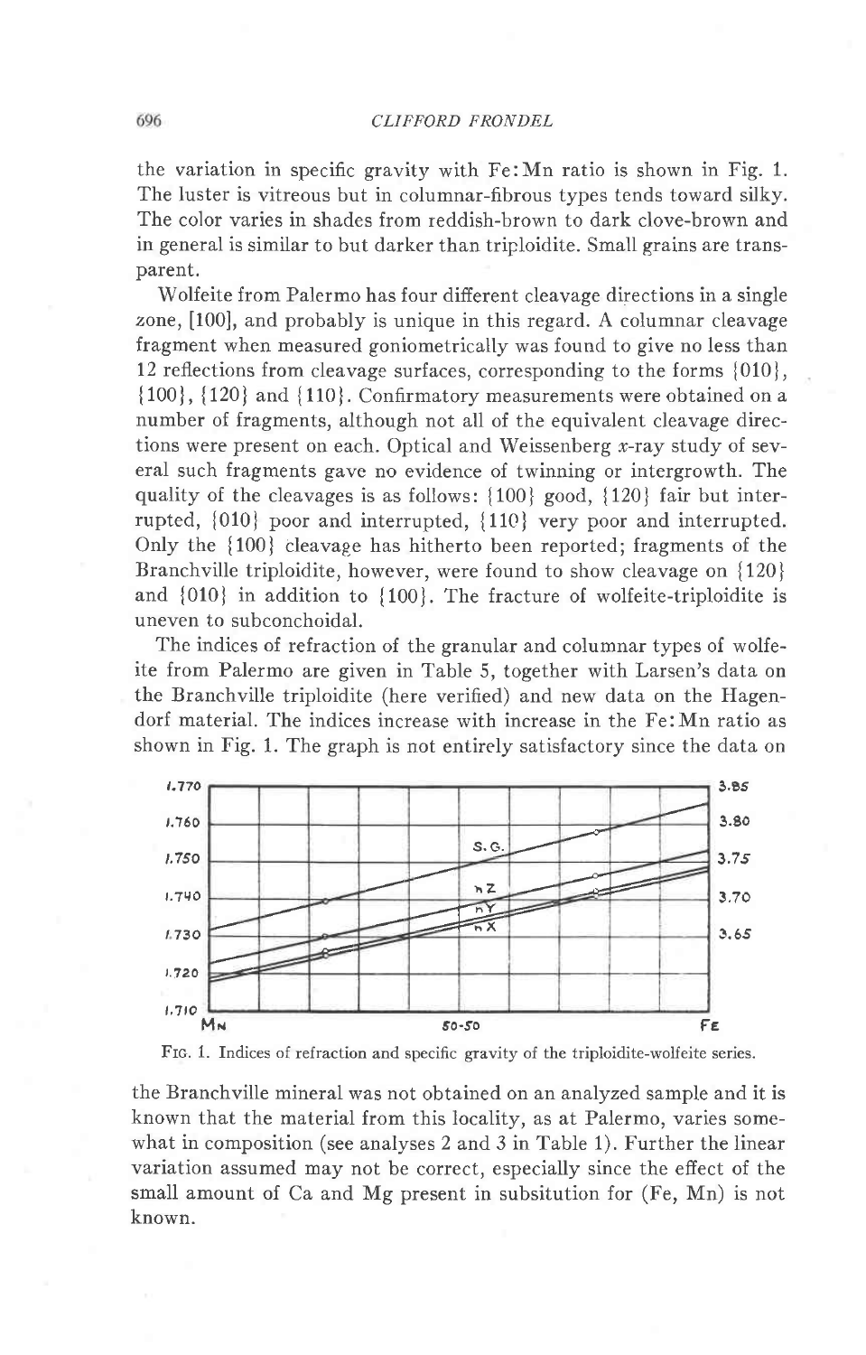the variation in specific gravity with Fe:Mn ratio is shown in Fig. 1. The luster is vitreous but in columnar-fibrous types tends toward silky. The color varies in shades from reddish-brown to dark clove-brown and in general is similar to but darker than triploidite. Small grains are transparent.

Wolfeite from Palermo has four different cleavage directions in a single zone, [100], and probably is unique in this regard. A columnar cleavage fragment when measured goniometrically was found to give no less than 12 reflections from cleavage surfaces, corresponding to the forms {010}, {100}, {120} and {110}. Confirmatory measurements were obtained on a number of fragments, although not all of the equivalent cleavage directions were present on each. Optical and Weissenberg $x$-ray study of several such fragments gave no evidence of twinning or intergrowth. The quality of the cleavages is as follows: {100} good, {120} fair but interrupted, {010} poor and interrupted, {110} very poor and interrupted. Only the {100} cleavage has hitherto been reported; fragments of the Branchville triploidite, however, were found to show cleavage on {120} and {010} in addition to {100}. The fracture of wolfeite-triploidite is uneven to subconchoidal.

The indices of refraction of the granular and columnar types of wolfeite from Palermo are given in Table 5, together with Larsen's data on the Branchville triploidite (here verified) and new data on the Hagendorf material. The indices increase with increase in the Fe:Mn ratio as shown in Fig. 1. The graph is not entirely satisfactory since the data on

Fig. 1. Indices of refraction and specific gravity of the triploidite-wolfeite series.

the Branchville mineral was not obtained on an analyzed sample and it is known that the material from this locality, as at Palermo, varies somewhat in composition (see analyses 2 and 3 in Table 1). Further the linear variation assumed may not be correct, especially since the effect of the small amount of Ca and Mg present in subsitution for (Fe, Mn) is not known.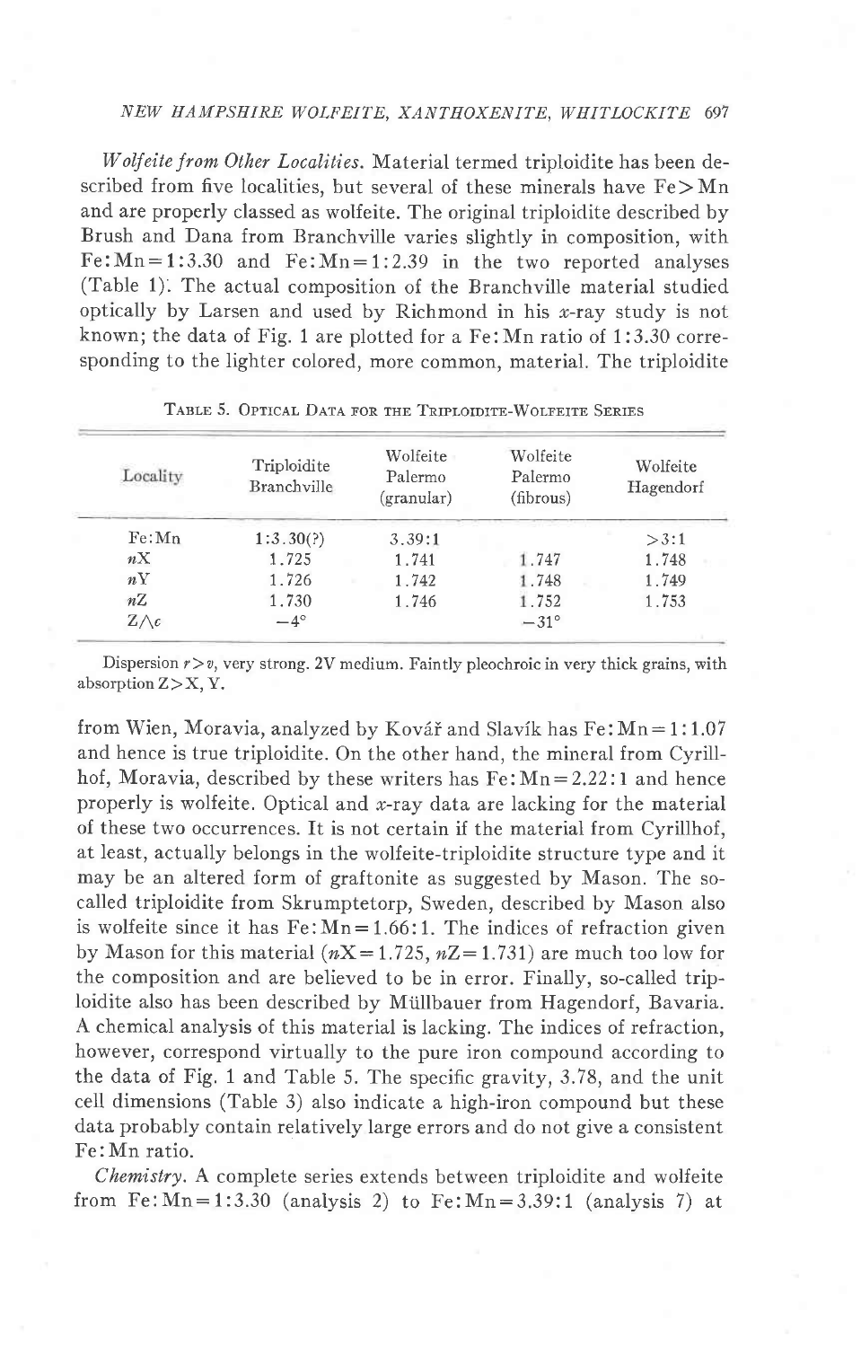*Wolfeite from Other Localities.* Material termed triploidite has been described from five localities, but several of these minerals have Fe > Mn and are properly classed as wolfeite. The original triploidite described by Brush and Dana from Branchville varies slightly in composition, with Fe:Mn = 1:3.30 and Fe:Mn = 1:2.39 in the two reported analyses (Table 1). The actual composition of the Branchville material studied optically by Larsen and used by Richmond in his $x$-ray study is not known; the data of Fig. 1 are plotted for a Fe:Mn ratio of 1:3.30 corresponding to the lighter colored, more common, material. The triploidite

TABLE 5. OPTICAL DATA FOR THE TRIPLOIDITE-WOLFEITE SERIES

| Locality | Triploidite Branchville | Wolfeite Palermo (granular) | Wolfeite Palermo (fibrous) | Wolfeite Hagendorf |
|---|---|---|---|---|
| Fe:Mn | 1:3.30(?) | 3.39:1 | | >3:1 |
| $nX$ | 1.725 | 1.741 | 1.747 | 1.748 |
| $nY$ | 1.726 | 1.742 | 1.748 | 1.749 |
| $nZ$ | 1.730 | 1.746 | 1.752 | 1.753 |
| $Z \wedge c$ | −4° | | −31° | |

Dispersion $r > v$, very strong. 2V medium. Faintly pleochroic in very thick grains, with absorption Z > X, Y.

from Wien, Moravia, analyzed by Kovář and Slavík has Fe:Mn = 1:1.07 and hence is true triploidite. On the other hand, the mineral from Cyrillhof, Moravia, described by these writers has Fe:Mn = 2.22:1 and hence properly is wolfeite. Optical and $x$-ray data are lacking for the material of these two occurrences. It is not certain if the material from Cyrillhof, at least, actually belongs in the wolfeite-triploidite structure type and it may be an altered form of graftonite as suggested by Mason. The so-called triploidite from Skrumptetorp, Sweden, described by Mason also is wolfeite since it has Fe:Mn = 1.66:1. The indices of refraction given by Mason for this material ($nX$ = 1.725, $nZ$ = 1.731) are much too low for the composition and are believed to be in error. Finally, so-called triploidite also has been described by Müllbauer from Hagendorf, Bavaria. A chemical analysis of this material is lacking. The indices of refraction, however, correspond virtually to the pure iron compound according to the data of Fig. 1 and Table 5. The specific gravity, 3.78, and the unit cell dimensions (Table 3) also indicate a high-iron compound but these data probably contain relatively large errors and do not give a consistent Fe:Mn ratio.

*Chemistry.* A complete series extends between triploidite and wolfeite from Fe:Mn = 1:3.30 (analysis 2) to Fe:Mn = 3.39:1 (analysis 7) at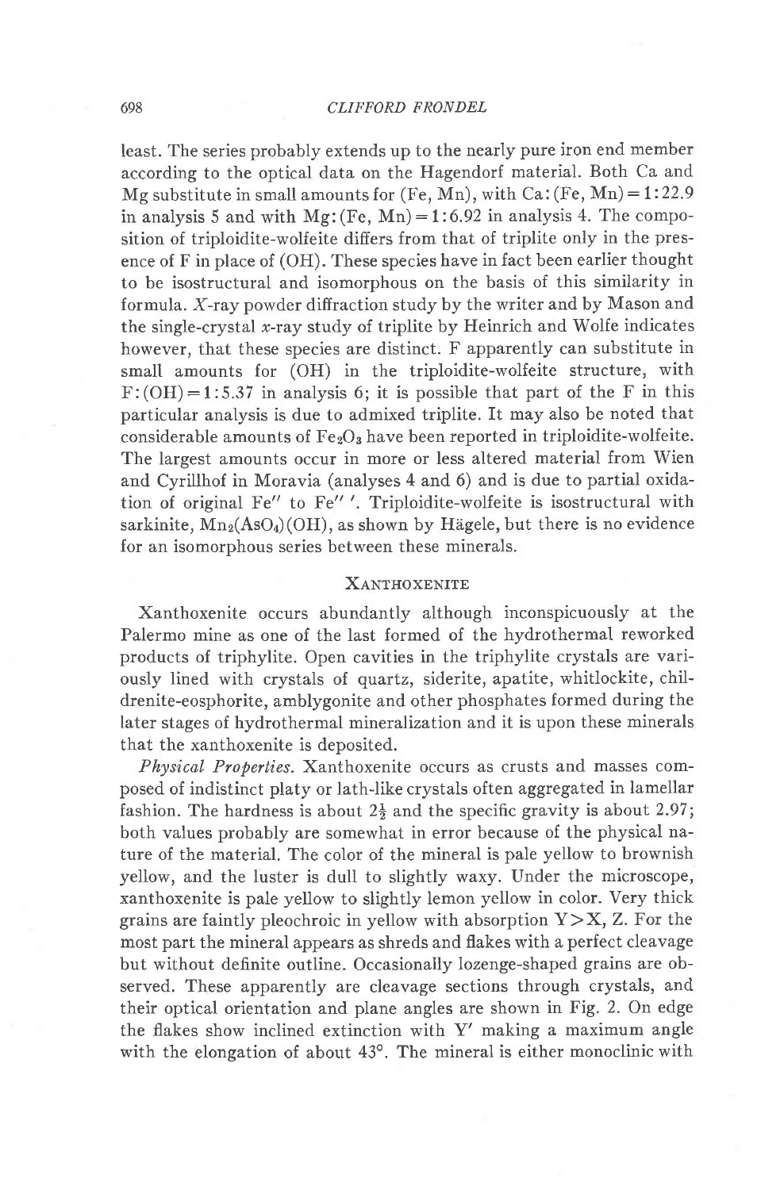least. The series probably extends up to the nearly pure iron end member according to the optical data on the Hagendorf material. Both Ca and Mg substitute in small amounts for (Fe, Mn), with Ca:(Fe, Mn) = 1:22.9 in analysis 5 and with Mg:(Fe, Mn) = 1:6.92 in analysis 4. The composition of triploidite-wolfeite differs from that of triplite only in the presence of F in place of (OH). These species have in fact been earlier thought to be isostructural and isomorphous on the basis of this similarity in formula. *X*-ray powder diffraction study by the writer and by Mason and the single-crystal *x*-ray study of triplite by Heinrich and Wolfe indicates however, that these species are distinct. F apparently can substitute in small amounts for (OH) in the triploidite-wolfeite structure, with F:(OH) = 1:5.37 in analysis 6; it is possible that part of the F in this particular analysis is due to admixed triplite. It may also be noted that considerable amounts of $Fe_2O_3$ have been reported in triploidite-wolfeite. The largest amounts occur in more or less altered material from Wien and Cyrillhof in Moravia (analyses 4 and 6) and is due to partial oxidation of original Fe″ to Fe‴. Triploidite-wolfeite is isostructural with sarkinite, $Mn_2(AsO_4)(OH)$, as shown by Hägele, but there is no evidence for an isomorphous series between these minerals.

## Xanthoxenite

Xanthoxenite occurs abundantly although inconspicuously at the Palermo mine as one of the last formed of the hydrothermal reworked products of triphylite. Open cavities in the triphylite crystals are variously lined with crystals of quartz, siderite, apatite, whitlockite, childrenite-eosphorite, amblygonite and other phosphates formed during the later stages of hydrothermal mineralization and it is upon these minerals that the xanthoxenite is deposited.

*Physical Properties.* Xanthoxenite occurs as crusts and masses composed of indistinct platy or lath-like crystals often aggregated in lamellar fashion. The hardness is about $2\frac{1}{2}$ and the specific gravity is about 2.97; both values probably are somewhat in error because of the physical nature of the material. The color of the mineral is pale yellow to brownish yellow, and the luster is dull to slightly waxy. Under the microscope, xanthoxenite is pale yellow to slightly lemon yellow in color. Very thick grains are faintly pleochroic in yellow with absorption Y > X, Z. For the most part the mineral appears as shreds and flakes with a perfect cleavage but without definite outline. Occasionally lozenge-shaped grains are observed. These apparently are cleavage sections through crystals, and their optical orientation and plane angles are shown in Fig. 2. On edge the flakes show inclined extinction with Y′ making a maximum angle with the elongation of about 43°. The mineral is either monoclinic with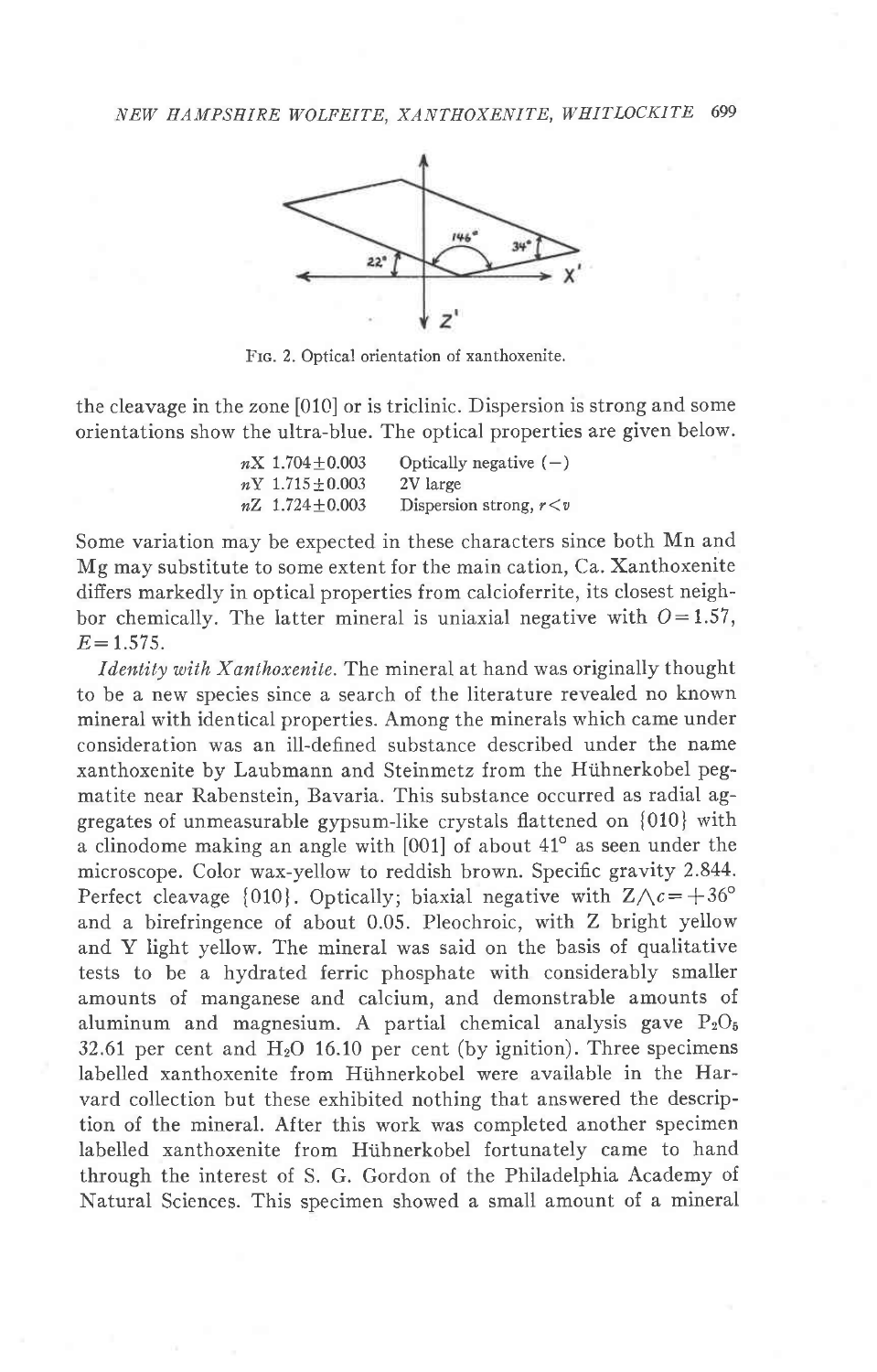FIG. 2. Optical orientation of xanthoxenite.

the cleavage in the zone [010] or is triclinic. Dispersion is strong and some orientations show the ultra-blue. The optical properties are given below.

| | |
|---|---|
| $nX$ 1.704±0.003 | Optically negative (−) |
| $nY$ 1.715±0.003 | 2V large |
| $nZ$ 1.724±0.003 | Dispersion strong, $r<v$ |

Some variation may be expected in these characters since both Mn and Mg may substitute to some extent for the main cation, Ca. Xanthoxenite differs markedly in optical properties from calcioferrite, its closest neighbor chemically. The latter mineral is uniaxial negative with $O=1.57$, $E=1.575$.

*Identity with Xanthoxenite.* The mineral at hand was originally thought to be a new species since a search of the literature revealed no known mineral with identical properties. Among the minerals which came under consideration was an ill-defined substance described under the name xanthoxenite by Laubmann and Steinmetz from the Hühnerkobel pegmatite near Rabenstein, Bavaria. This substance occurred as radial aggregates of unmeasurable gypsum-like crystals flattened on {010} with a clinodome making an angle with [001] of about 41° as seen under the microscope. Color wax-yellow to reddish brown. Specific gravity 2.844. Perfect cleavage {010}. Optically; biaxial negative with $Z\wedge c=+36°$ and a birefringence of about 0.05. Pleochroic, with Z bright yellow and Y light yellow. The mineral was said on the basis of qualitative tests to be a hydrated ferric phosphate with considerably smaller amounts of manganese and calcium, and demonstrable amounts of aluminum and magnesium. A partial chemical analysis gave $P_2O_5$ 32.61 per cent and $H_2O$ 16.10 per cent (by ignition). Three specimens labelled xanthoxenite from Hühnerkobel were available in the Harvard collection but these exhibited nothing that answered the description of the mineral. After this work was completed another specimen labelled xanthoxenite from Hühnerkobel fortunately came to hand through the interest of S. G. Gordon of the Philadelphia Academy of Natural Sciences. This specimen showed a small amount of a mineral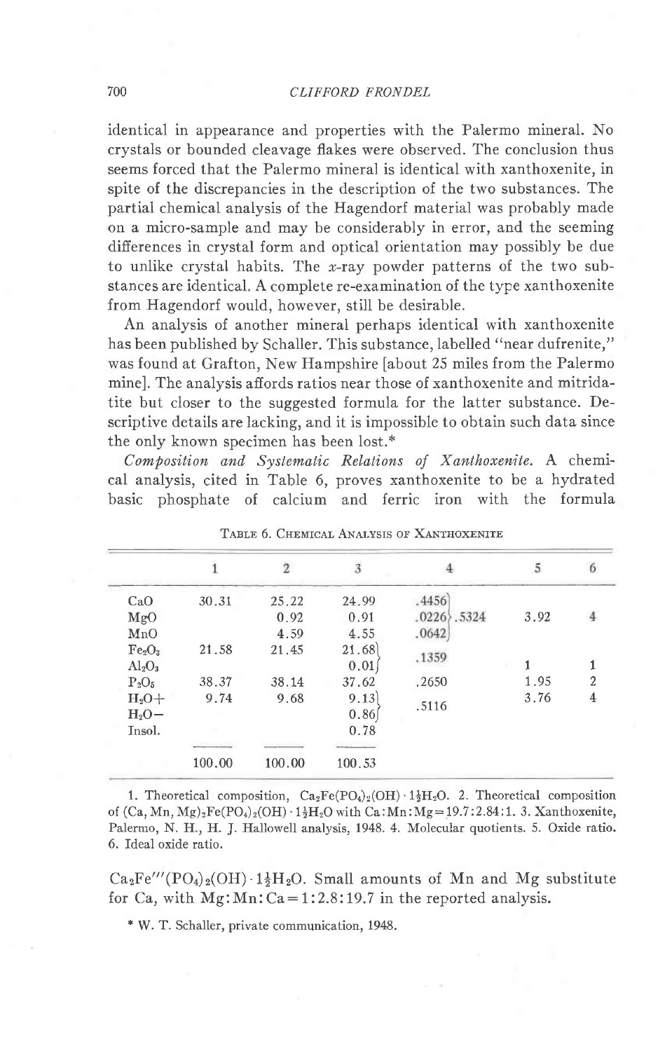identical in appearance and properties with the Palermo mineral. No crystals or bounded cleavage flakes were observed. The conclusion thus seems forced that the Palermo mineral is identical with xanthoxenite, in spite of the discrepancies in the description of the two substances. The partial chemical analysis of the Hagendorf material was probably made on a micro-sample and may be considerably in error, and the seeming differences in crystal form and optical orientation may possibly be due to unlike crystal habits. The $x$-ray powder patterns of the two substances are identical. A complete re-examination of the type xanthoxenite from Hagendorf would, however, still be desirable.

An analysis of another mineral perhaps identical with xanthoxenite has been published by Schaller. This substance, labelled "near dufrenite," was found at Grafton, New Hampshire [about 25 miles from the Palermo mine]. The analysis affords ratios near those of xanthoxenite and mitridatite but closer to the suggested formula for the latter substance. Descriptive details are lacking, and it is impossible to obtain such data since the only known specimen has been lost.*

*Composition and Systematic Relations of Xanthoxenite.* A chemical analysis, cited in Table 6, proves xanthoxenite to be a hydrated basic phosphate of calcium and ferric iron with the formula $Ca_2Fe'''(PO_4)_2(OH)\cdot 1\frac{1}{2}H_2O$. Small amounts of Mn and Mg substitute for Ca, with Mg:Mn:Ca = 1:2.8:19.7 in the reported analysis.

TABLE 6. CHEMICAL ANALYSIS OF XANTHOXENITE

| | 1 | 2 | 3 | 4 | | 5 | 6 |
|---|---|---|---|---|---|---|---|
| CaO | 30.31 | 25.22 | 24.99 | .4456 | .5324 | 3.92 | 4 |
| MgO | | 0.92 | 0.91 | .0226 | | | |
| MnO | | 4.59 | 4.55 | .0642 | | | |
| $Fe_2O_3$ | 21.58 | 21.45 | 21.68 | .1359 | | 1 | 1 |
| $Al_2O_3$ | | | 0.01 | | | | |
| $P_2O_5$ | 38.37 | 38.14 | 37.62 | .2650 | | 1.95 | 2 |
| $H_2O+$ | 9.74 | 9.68 | 9.13 | .5116 | | 3.76 | 4 |
| $H_2O-$ | | | 0.86 | | | | |
| Insol. | | | 0.78 | | | | |
| | 100.00 | 100.00 | 100.53 | | | | |

1. Theoretical composition, $Ca_2Fe(PO_4)_2(OH)\cdot 1\frac{1}{2}H_2O$. 2. Theoretical composition of $(Ca, Mn, Mg)_2Fe(PO_4)_2(OH)\cdot 1\frac{1}{2}H_2O$ with Ca:Mn:Mg = 19.7:2.84:1. 3. Xanthoxenite, Palermo, N. H., H. J. Hallowell analysis, 1948. 4. Molecular quotients. 5. Oxide ratio. 6. Ideal oxide ratio.

* W. T. Schaller, private communication, 1948.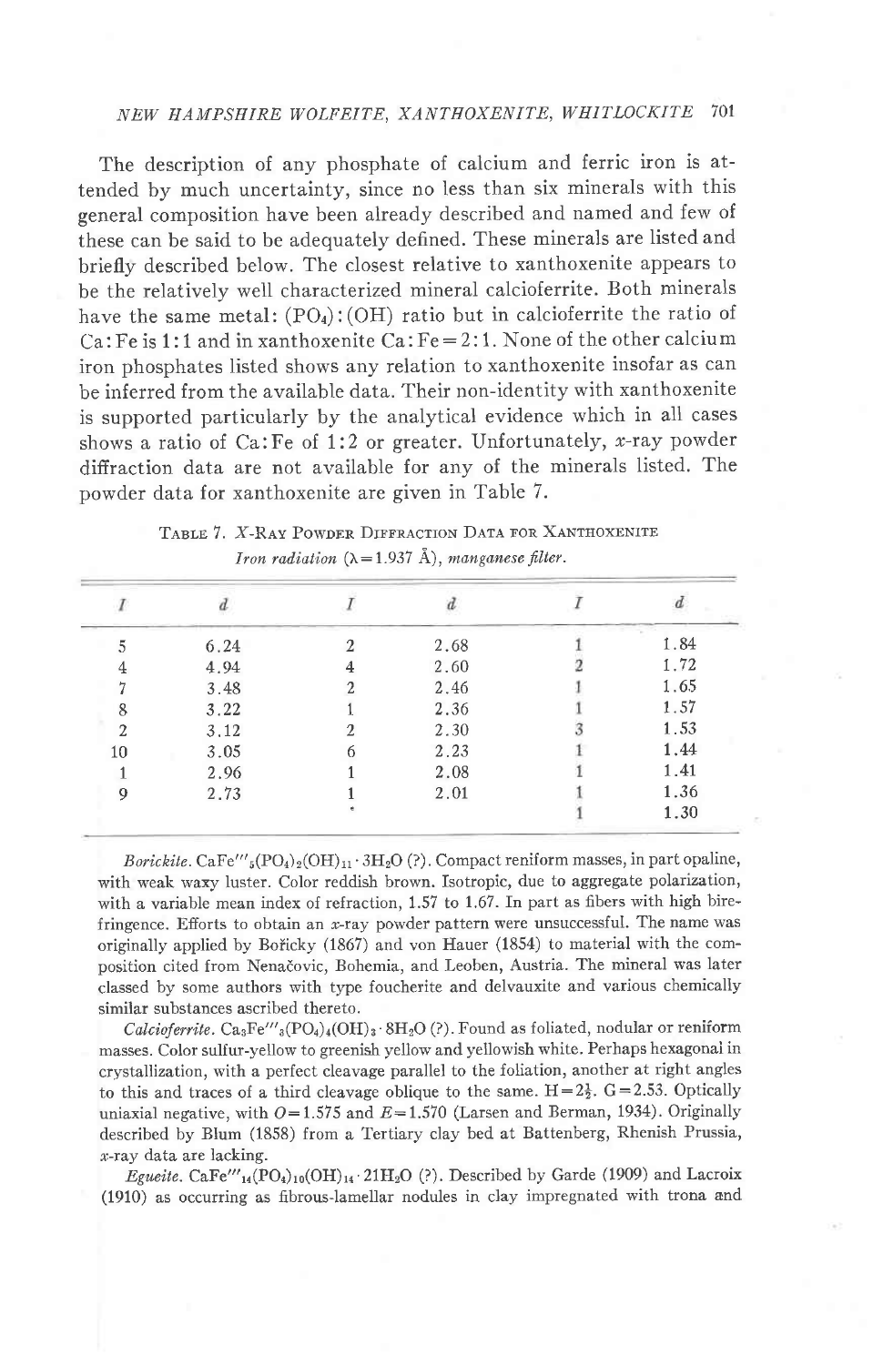The description of any phosphate of calcium and ferric iron is attended by much uncertainty, since no less than six minerals with this general composition have been already described and named and few of these can be said to be adequately defined. These minerals are listed and briefly described below. The closest relative to xanthoxenite appears to be the relatively well characterized mineral calcioferrite. Both minerals have the same metal: $(PO_4)$:$(OH)$ ratio but in calcioferrite the ratio of Ca:Fe is 1:1 and in xanthoxenite Ca:Fe = 2:1. None of the other calcium iron phosphates listed shows any relation to xanthoxenite insofar as can be inferred from the available data. Their non-identity with xanthoxenite is supported particularly by the analytical evidence which in all cases shows a ratio of Ca:Fe of 1:2 or greater. Unfortunately, *x*-ray powder diffraction data are not available for any of the minerals listed. The powder data for xanthoxenite are given in Table 7.

TABLE 7. *X*-RAY POWDER DIFFRACTION DATA FOR XANTHOXENITE
*Iron radiation* ($\lambda$ = 1.937 Å), *manganese filter.*

| I | d | I | d | I | d |
|---|---|---|---|---|---|
| 5 | 6.24 | 2 | 2.68 | 1 | 1.84 |
| 4 | 4.94 | 4 | 2.60 | 2 | 1.72 |
| 7 | 3.48 | 2 | 2.46 | 1 | 1.65 |
| 8 | 3.22 | 1 | 2.36 | 1 | 1.57 |
| 2 | 3.12 | 2 | 2.30 | 3 | 1.53 |
| 10 | 3.05 | 6 | 2.23 | 1 | 1.44 |
| 1 | 2.96 | 1 | 2.08 | 1 | 1.41 |
| 9 | 2.73 | 1 | 2.01 | 1 | 1.36 |
| | | | | 1 | 1.30 |

*Borickite.* $CaFe'''_5(PO_4)_2(OH)_{11} \cdot 3H_2O$ (?). Compact reniform masses, in part opaline, with weak waxy luster. Color reddish brown. Isotropic, due to aggregate polarization, with a variable mean index of refraction, 1.57 to 1.67. In part as fibers with high birefringence. Efforts to obtain an *x*-ray powder pattern were unsuccessful. The name was originally applied by Bořicky (1867) and von Hauer (1854) to material with the composition cited from Nenačovic, Bohemia, and Leoben, Austria. The mineral was later classed by some authors with type foucherite and delvauxite and various chemically similar substances ascribed thereto.

*Calcioferrite.* $Ca_3Fe'''_3(PO_4)_4(OH)_3 \cdot 8H_2O$ (?). Found as foliated, nodular or reniform masses. Color sulfur-yellow to greenish yellow and yellowish white. Perhaps hexagonal in crystallization, with a perfect cleavage parallel to the foliation, another at right angles to this and traces of a third cleavage oblique to the same. H = $2\frac{1}{2}$. G = 2.53. Optically uniaxial negative, with $O$ = 1.575 and $E$ = 1.570 (Larsen and Berman, 1934). Originally described by Blum (1858) from a Tertiary clay bed at Battenberg, Rhenish Prussia, *x*-ray data are lacking.

*Egueite.* $CaFe'''_{14}(PO_4)_{10}(OH)_{14} \cdot 21H_2O$ (?). Described by Garde (1909) and Lacroix (1910) as occurring as fibrous-lamellar nodules in clay impregnated with trona and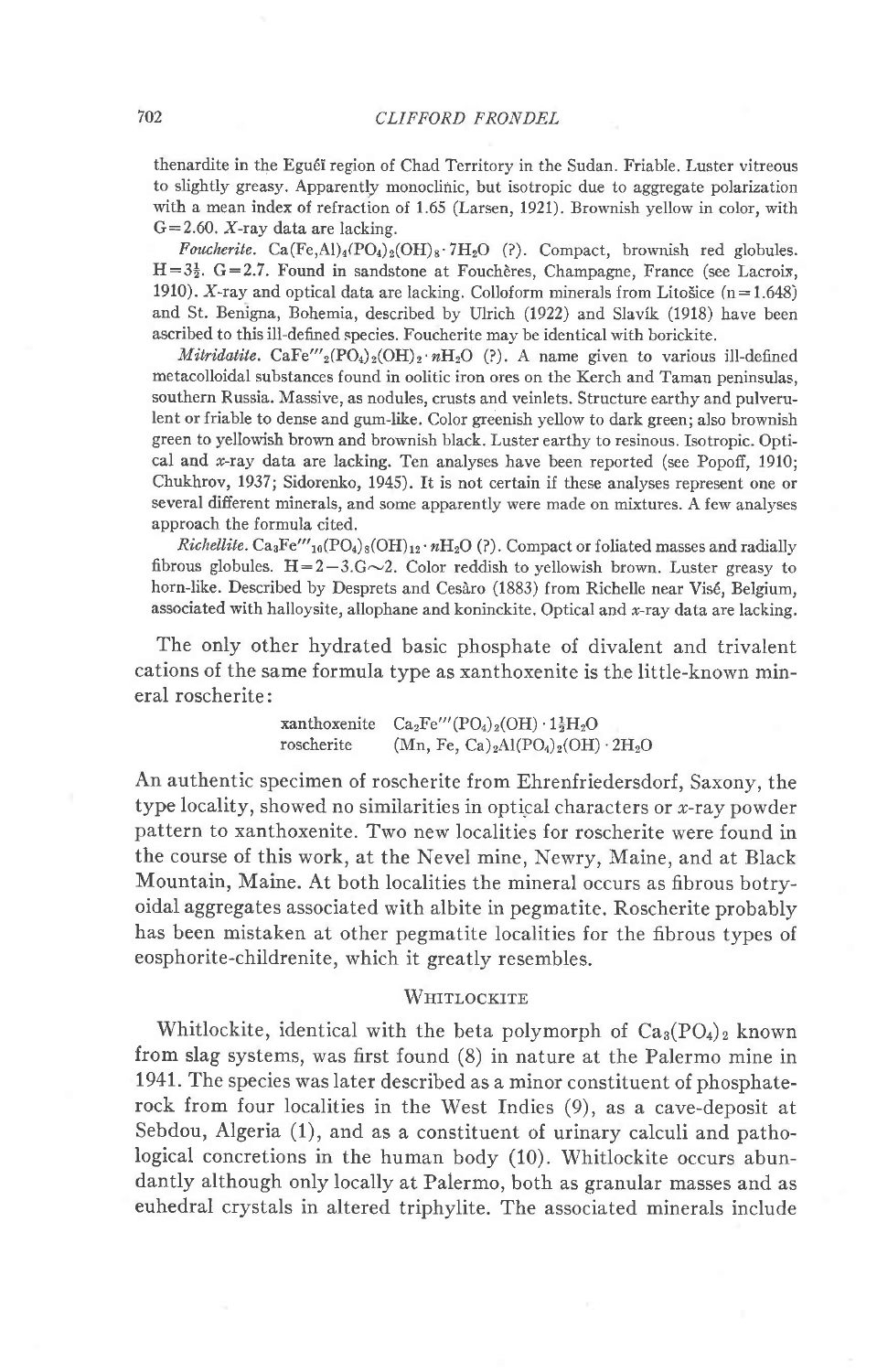thenardite in the Egueï region of Chad Territory in the Sudan. Friable. Luster vitreous to slightly greasy. Apparently monoclinic, but isotropic due to aggregate polarization with a mean index of refraction of 1.65 (Larsen, 1921). Brownish yellow in color, with G=2.60. *X*-ray data are lacking.

*Foucherite.* $Ca(Fe,Al)_4(PO_4)_2(OH)_8 \cdot 7H_2O$ (?). Compact, brownish red globules. $H=3\frac{1}{2}$. G=2.7. Found in sandstone at Fouchères, Champagne, France (see Lacroix, 1910). *X*-ray and optical data are lacking. Colloform minerals from Litošice (n=1.648) and St. Benigna, Bohemia, described by Ulrich (1922) and Slavík (1918) have been ascribed to this ill-defined species. Foucherite may be identical with borickite.

*Mitridatite.* $CaFe'''_2(PO_4)_2(OH)_2 \cdot nH_2O$ (?). A name given to various ill-defined metacolloidal substances found in oolitic iron ores on the Kerch and Taman peninsulas, southern Russia. Massive, as nodules, crusts and veinlets. Structure earthy and pulverulent or friable to dense and gum-like. Color greenish yellow to dark green; also brownish green to yellowish brown and brownish black. Luster earthy to resinous. Isotropic. Optical and *x*-ray data are lacking. Ten analyses have been reported (see Popoff, 1910; Chukhrov, 1937; Sidorenko, 1945). It is not certain if these analyses represent one or several different minerals, and some apparently were made on mixtures. A few analyses approach the formula cited.

*Richellite.* $Ca_3Fe'''_{10}(PO_4)_8(OH)_{12} \cdot nH_2O$ (?). Compact or foliated masses and radially fibrous globules. H=2–3. G~2. Color reddish to yellowish brown. Luster greasy to horn-like. Described by Desprets and Cesàro (1883) from Richelle near Visé, Belgium, associated with halloysite, allophane and koninckite. Optical and *x*-ray data are lacking.

The only other hydrated basic phosphate of divalent and trivalent cations of the same formula type as xanthoxenite is the little-known mineral roscherite:

| | |
|---|---|
| xanthoxenite | $Ca_2Fe'''(PO_4)_2(OH) \cdot 1\frac{1}{2}H_2O$ |
| roscherite | $(Mn, Fe, Ca)_2Al(PO_4)_2(OH) \cdot 2H_2O$ |

An authentic specimen of roscherite from Ehrenfriedersdorf, Saxony, the type locality, showed no similarities in optical characters or *x*-ray powder pattern to xanthoxenite. Two new localities for roscherite were found in the course of this work, at the Nevel mine, Newry, Maine, and at Black Mountain, Maine. At both localities the mineral occurs as fibrous botryoidal aggregates associated with albite in pegmatite. Roscherite probably has been mistaken at other pegmatite localities for the fibrous types of eosphorite-childrenite, which it greatly resembles.

## Whitlockite

Whitlockite, identical with the beta polymorph of $Ca_3(PO_4)_2$ known from slag systems, was first found (8) in nature at the Palermo mine in 1941. The species was later described as a minor constituent of phosphate-rock from four localities in the West Indies (9), as a cave-deposit at Sebdou, Algeria (1), and as a constituent of urinary calculi and pathological concretions in the human body (10). Whitlockite occurs abundantly although only locally at Palermo, both as granular masses and as euhedral crystals in altered triphylite. The associated minerals include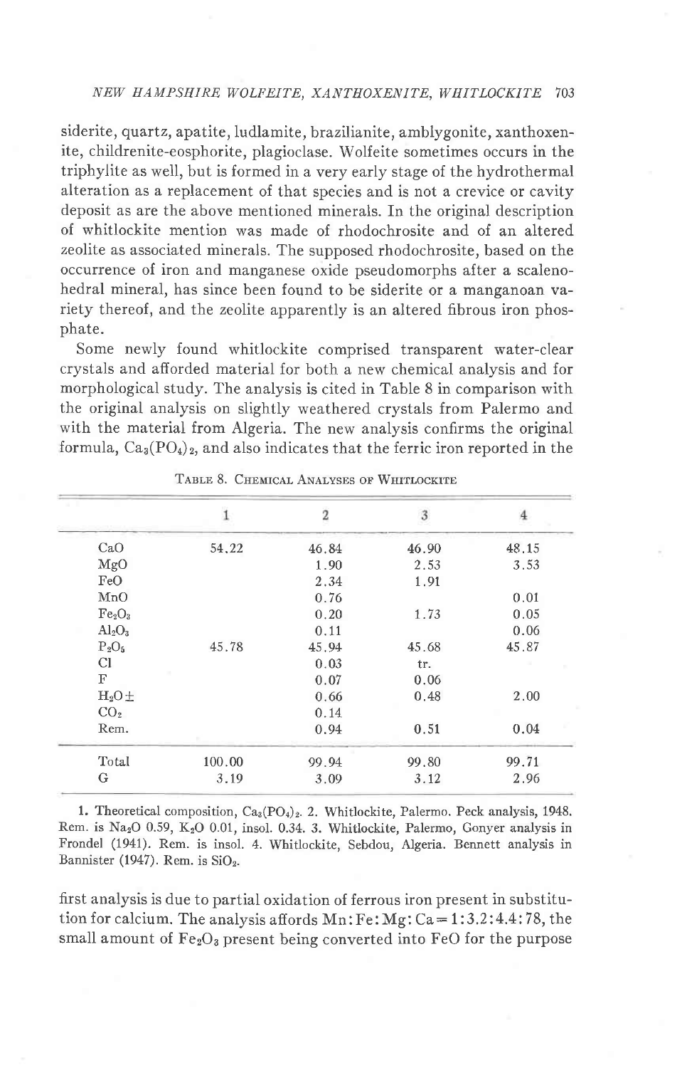siderite, quartz, apatite, ludlamite, brazilianite, amblygonite, xanthoxenite, childrenite-eosphorite, plagioclase. Wolfeite sometimes occurs in the triphylite as well, but is formed in a very early stage of the hydrothermal alteration as a replacement of that species and is not a crevice or cavity deposit as are the above mentioned minerals. In the original description of whitlockite mention was made of rhodochrosite and of an altered zeolite as associated minerals. The supposed rhodochrosite, based on the occurrence of iron and manganese oxide pseudomorphs after a scalenohedral mineral, has since been found to be siderite or a manganoan variety thereof, and the zeolite apparently is an altered fibrous iron phosphate.

Some newly found whitlockite comprised transparent water-clear crystals and afforded material for both a new chemical analysis and for morphological study. The analysis is cited in Table 8 in comparison with the original analysis on slightly weathered crystals from Palermo and with the material from Algeria. The new analysis confirms the original formula, $Ca_3(PO_4)_2$, and also indicates that the ferric iron reported in the first analysis is due to partial oxidation of ferrous iron present in substitution for calcium. The analysis affords Mn:Fe:Mg:Ca = 1:3.2:4.4:78, the small amount of $Fe_2O_3$ present being converted into FeO for the purpose

Table 8. Chemical Analyses of Whitlockite

| | 1 | 2 | 3 | 4 |
|---|---|---|---|---|
| CaO | 54.22 | 46.84 | 46.90 | 48.15 |
| MgO | | 1.90 | 2.53 | 3.53 |
| FeO | | 2.34 | 1.91 | |
| MnO | | 0.76 | | 0.01 |
| $Fe_2O_3$ | | 0.20 | 1.73 | 0.05 |
| $Al_2O_3$ | | 0.11 | | 0.06 |
| $P_2O_5$ | 45.78 | 45.94 | 45.68 | 45.87 |
| Cl | | 0.03 | tr. | |
| F | | 0.07 | 0.06 | |
| $H_2O\pm$ | | 0.66 | 0.48 | 2.00 |
| $CO_2$ | | 0.14 | | |
| Rem. | | 0.94 | 0.51 | 0.04 |
| Total | 100.00 | 99.94 | 99.80 | 99.71 |
| G | 3.19 | 3.09 | 3.12 | 2.96 |

1. Theoretical composition, $Ca_3(PO_4)_2$. 2. Whitlockite, Palermo. Peck analysis, 1948. Rem. is $Na_2O$ 0.59, $K_2O$ 0.01, insol. 0.34. 3. Whitlockite, Palermo, Gonyer analysis in Frondel (1941). Rem. is insol. 4. Whitlockite, Sebdou, Algeria. Bennett analysis in Bannister (1947). Rem. is $SiO_2$.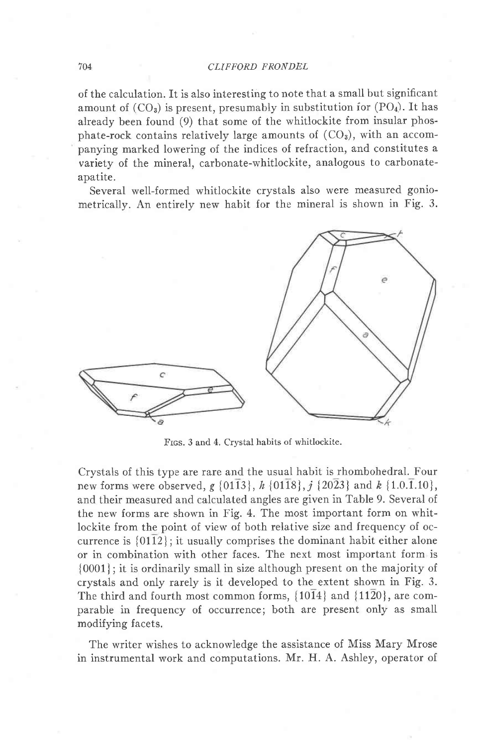of the calculation. It is also interesting to note that a small but significant amount of $(CO_3)$ is present, presumably in substitution for $(PO_4)$. It has already been found (9) that some of the whitlockite from insular phosphate-rock contains relatively large amounts of $(CO_3)$, with an accompanying marked lowering of the indices of refraction, and constitutes a variety of the mineral, carbonate-whitlockite, analogous to carbonate-apatite.

Several well-formed whitlockite crystals also were measured goniometrically. An entirely new habit for the mineral is shown in Fig. 3.

FIGS. 3 and 4. Crystal habits of whitlockite.

Crystals of this type are rare and the usual habit is rhombohedral. Four new forms were observed, *g* $\{01\bar{1}3\}$, *h* $\{01\bar{1}8\}$, *j* $\{20\bar{2}3\}$ and *k* $\{1.0.\bar{1}.10\}$, and their measured and calculated angles are given in Table 9. Several of the new forms are shown in Fig. 4. The most important form on whitlockite from the point of view of both relative size and frequency of occurrence is $\{01\bar{1}2\}$; it usually comprises the dominant habit either alone or in combination with other faces. The next most important form is $\{0001\}$; it is ordinarily small in size although present on the majority of crystals and only rarely is it developed to the extent shown in Fig. 3. The third and fourth most common forms, $\{10\bar{1}4\}$ and $\{11\bar{2}0\}$, are comparable in frequency of occurrence; both are present only as small modifying facets.

The writer wishes to acknowledge the assistance of Miss Mary Mrose in instrumental work and computations. Mr. H. A. Ashley, operator of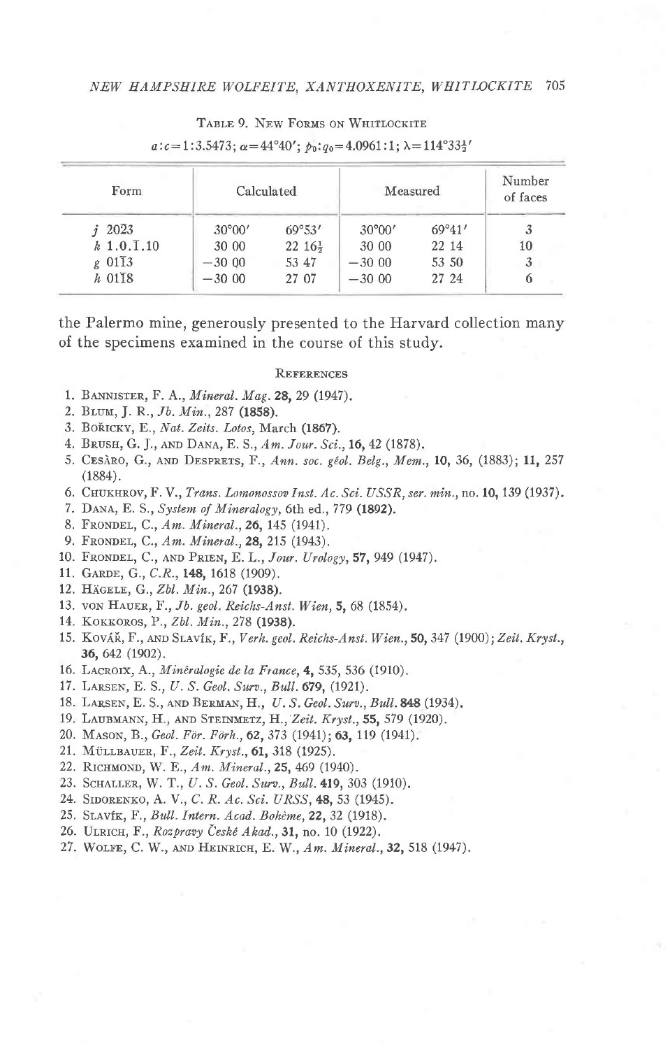TABLE 9. NEW FORMS ON WHITLOCKITE

$a:c=1:3.5473$; $\alpha=44°40'$; $p_0:q_0=4.0961:1$; $\lambda=114°33\frac{1}{2}'$

| Form | Calculated | | Measured | | Number of faces |
|---|---|---|---|---|---|
| *j* $20\bar{2}3$ | 30°00′ | 69°53′ | 30°00′ | 69°41′ | 3 |
| *k* $1.0.\bar{1}.10$ | 30 00 | 22 $16\frac{1}{2}$ | 30 00 | 22 14 | 10 |
| *g* $01\bar{1}3$ | −30 00 | 53 47 | −30 00 | 53 50 | 3 |
| *h* $01\bar{1}8$ | −30 00 | 27 07 | −30 00 | 27 24 | 6 |

the Palermo mine, generously presented to the Harvard collection many of the specimens examined in the course of this study.

## REFERENCES

1. BANNISTER, F. A., *Mineral. Mag.* **28,** 29 (1947).
2. BLUM, J. R., *Jb. Min.*, 287 **(1858).**
3. BOŘICKY, E., *Nat. Zeits. Lotos*, March **(1867).**
4. BRUSH, G. J., AND DANA, E. S., *Am. Jour. Sci.*, **16,** 42 (1878).
5. CESÀRO, G., AND DESPRETS, F., *Ann. soc. géol. Belg., Mem.*, **10,** 36, (1883); **11,** 257 (1884).
6. CHUKHROV, F. V., *Trans. Lomonossov Inst. Ac. Sci. USSR, ser. min.*, no. **10,** 139 (1937).
7. DANA, E. S., *System of Mineralogy*, 6th ed., 779 **(1892).**
8. FRONDEL, C., *Am. Mineral.*, **26,** 145 (1941).
9. FRONDEL, C., *Am. Mineral.*, **28,** 215 (1943).
10. FRONDEL, C., AND PRIEN, E. L., *Jour. Urology*, **57,** 949 (1947).
11. GARDE, G., *C.R.*, **148,** 1618 (1909).
12. HÄGELE, G., *Zbl. Min.*, 267 **(1938).**
13. VON HAUER, F., *Jb. geol. Reichs-Anst. Wien*, **5,** 68 (1854).
14. KOKKOROS, P., *Zbl. Min.*, 278 **(1938).**
15. KOVÁŘ, F., AND SLAVÍK, F., *Verh. geol. Reichs-Anst. Wien.*, **50,** 347 (1900); *Zeit. Kryst.*, **36,** 642 (1902).
16. LACROIX, A., *Minéralogie de la France*, **4,** 535, 536 (1910).
17. LARSEN, E. S., *U. S. Geol. Surv., Bull.* **679,** (1921).
18. LARSEN, E. S., AND BERMAN, H., *U. S. Geol. Surv., Bull.* **848** (1934).
19. LAUBMANN, H., AND STEINMETZ, H., *Zeit. Kryst.*, **55,** 579 (1920).
20. MASON, B., *Geol. För. Förh.*, **62,** 373 (1941); **63,** 119 (1941).
21. MÜLLBAUER, F., *Zeit. Kryst.*, **61,** 318 (1925).
22. RICHMOND, W. E., *Am. Mineral.*, **25,** 469 (1940).
23. SCHALLER, W. T., *U. S. Geol. Surv., Bull.* **419,** 303 (1910).
24. SIDORENKO, A. V., *C. R. Ac. Sci. URSS*, **48,** 53 (1945).
25. SLAVÍK, F., *Bull. Intern. Acad. Bohême*, **22,** 32 (1918).
26. ULRICH, F., *Rozpravy České Akad.*, **31,** no. 10 (1922).
27. WOLFE, C. W., AND HEINRICH, E. W., *Am. Mineral.*, **32,** 518 (1947).